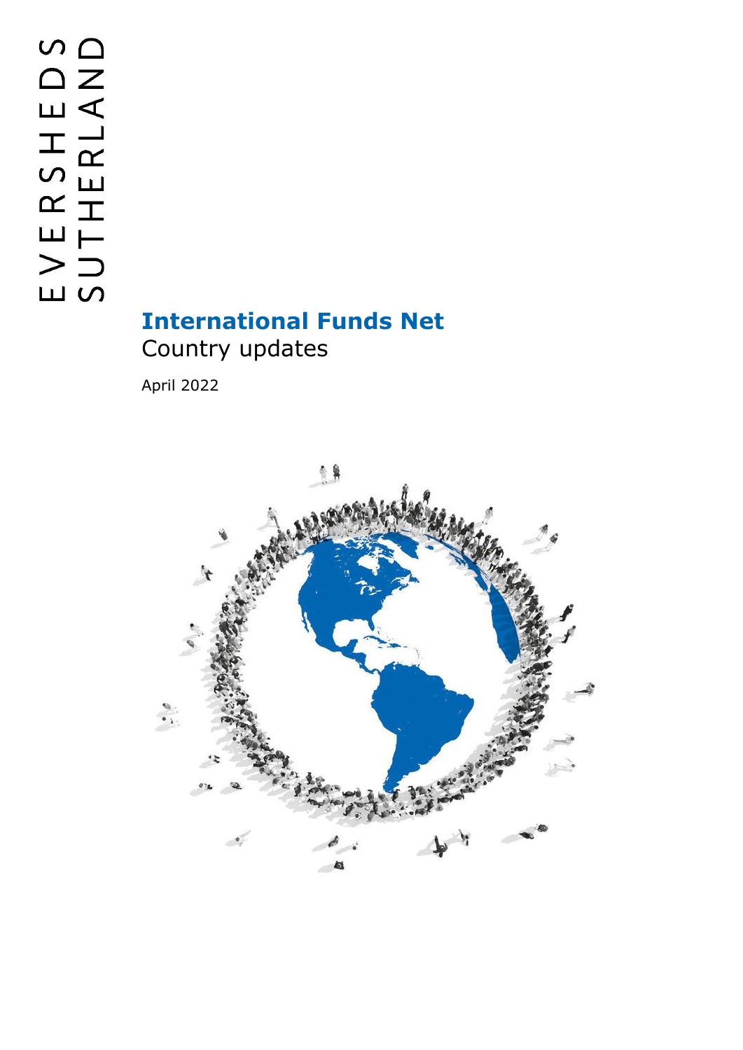EVERSHEDS SUTHERLAND

# International Funds Net

## Country updates

April 2022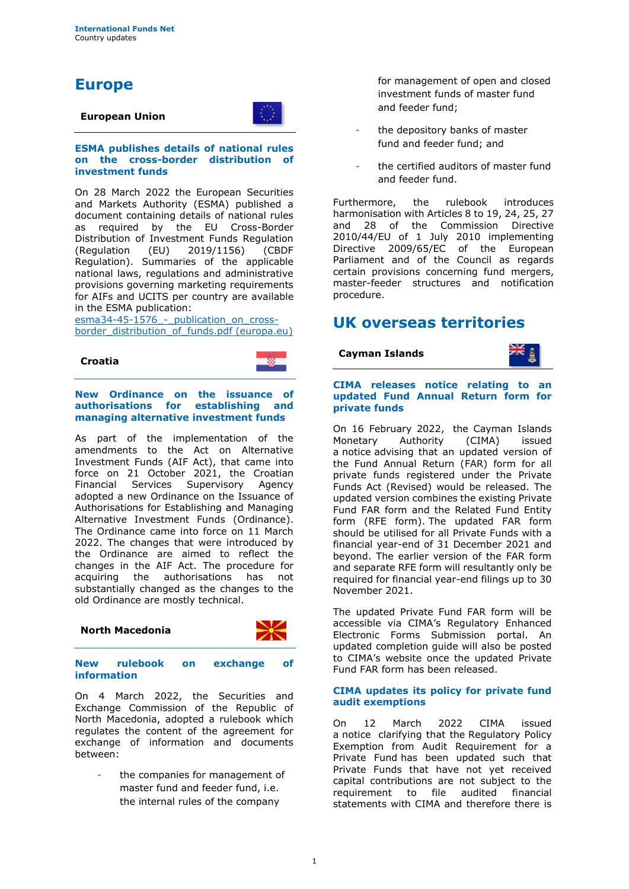# Europe

### European Union

#### ESMA publishes details of national rules on the cross-border distribution of investment funds

On 28 March 2022 the European Securities and Markets Authority (ESMA) published a document containing details of national rules as required by the EU Cross-Border Distribution of Investment Funds Regulation (Regulation (EU) 2019/1156) (CBDF Regulation). Summaries of the applicable national laws, regulations and administrative provisions governing marketing requirements for AIFs and UCITS per country are available in the ESMA publication: esma34-45-1576_-_publication_on_cross-border_distribution_of_funds.pdf (europa.eu)

### Croatia

#### New Ordinance on the issuance of authorisations for establishing and managing alternative investment funds

As part of the implementation of the amendments to the Act on Alternative Investment Funds (AIF Act), that came into force on 21 October 2021, the Croatian Financial Services Supervisory Agency adopted a new Ordinance on the Issuance of Authorisations for Establishing and Managing Alternative Investment Funds (Ordinance). The Ordinance came into force on 11 March 2022. The changes that were introduced by the Ordinance are aimed to reflect the changes in the AIF Act. The procedure for acquiring the authorisations has not substantially changed as the changes to the old Ordinance are mostly technical.

### North Macedonia

#### New rulebook on exchange of information

On 4 March 2022, the Securities and Exchange Commission of the Republic of North Macedonia, adopted a rulebook which regulates the content of the agreement for exchange of information and documents between:

- the companies for management of master fund and feeder fund, i.e. the internal rules of the company for management of open and closed investment funds of master fund and feeder fund;
- the depository banks of master fund and feeder fund; and
- the certified auditors of master fund and feeder fund.

Furthermore, the rulebook introduces harmonisation with Articles 8 to 19, 24, 25, 27 and 28 of the Commission Directive 2010/44/EU of 1 July 2010 implementing Directive 2009/65/EC of the European Parliament and of the Council as regards certain provisions concerning fund mergers, master-feeder structures and notification procedure.

# UK overseas territories

### Cayman Islands

#### CIMA releases notice relating to an updated Fund Annual Return form for private funds

On 16 February 2022, the Cayman Islands Monetary Authority (CIMA) issued a notice advising that an updated version of the Fund Annual Return (FAR) form for all private funds registered under the Private Funds Act (Revised) would be released. The updated version combines the existing Private Fund FAR form and the Related Fund Entity form (RFE form). The updated FAR form should be utilised for all Private Funds with a financial year-end of 31 December 2021 and beyond. The earlier version of the FAR form and separate RFE form will resultantly only be required for financial year-end filings up to 30 November 2021.

The updated Private Fund FAR form will be accessible via CIMA's Regulatory Enhanced Electronic Forms Submission portal. An updated completion guide will also be posted to CIMA's website once the updated Private Fund FAR form has been released.

#### CIMA updates its policy for private fund audit exemptions

On 12 March 2022 CIMA issued a notice clarifying that the Regulatory Policy Exemption from Audit Requirement for a Private Fund has been updated such that Private Funds that have not yet received capital contributions are not subject to the requirement to file audited financial statements with CIMA and therefore there is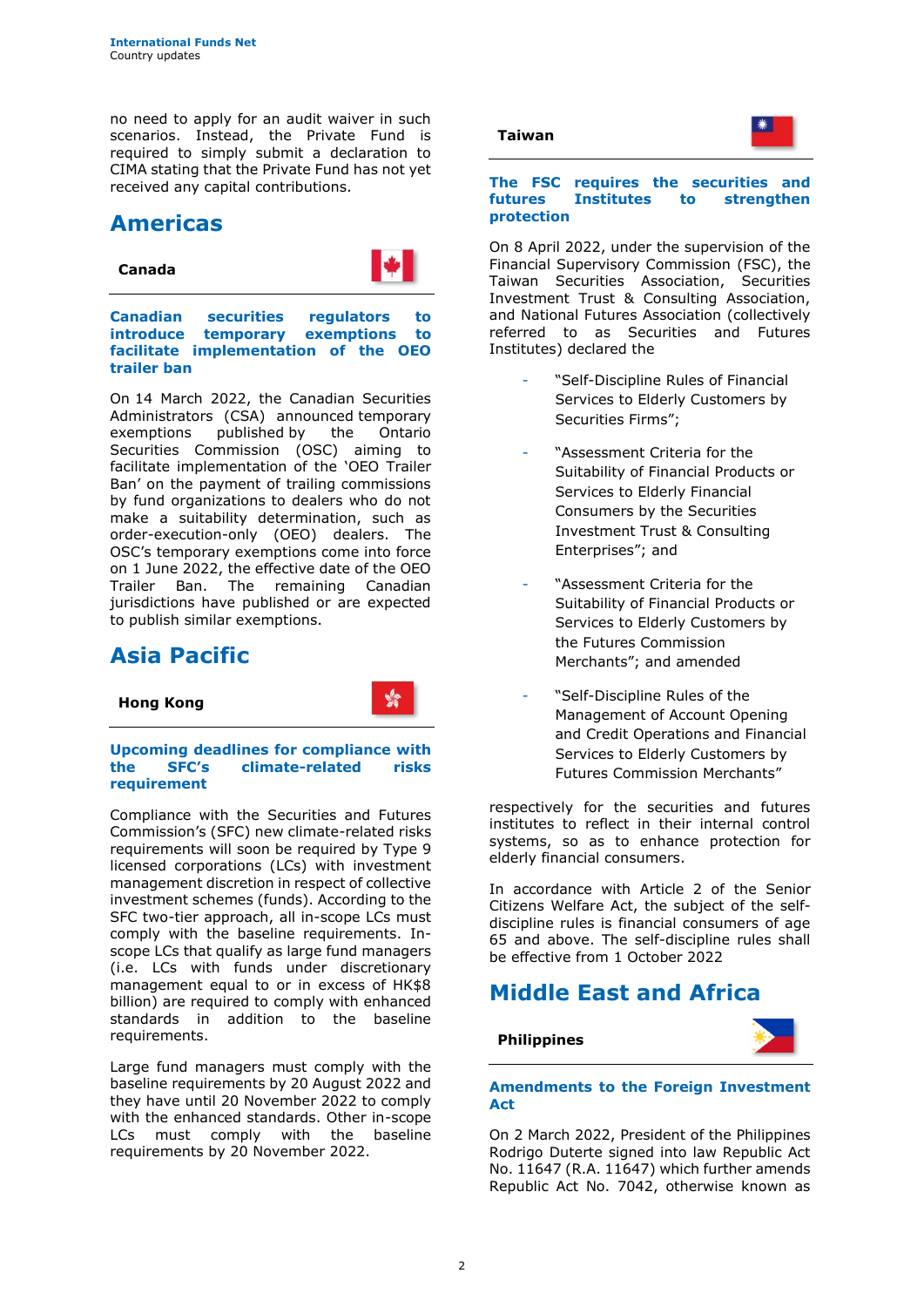no need to apply for an audit waiver in such scenarios. Instead, the Private Fund is required to simply submit a declaration to CIMA stating that the Private Fund has not yet received any capital contributions.

# Americas

### Canada

#### Canadian securities regulators to introduce temporary exemptions to facilitate implementation of the OEO trailer ban

On 14 March 2022, the Canadian Securities Administrators (CSA) announced temporary exemptions published by the Ontario Securities Commission (OSC) aiming to facilitate implementation of the 'OEO Trailer Ban' on the payment of trailing commissions by fund organizations to dealers who do not make a suitability determination, such as order-execution-only (OEO) dealers. The OSC's temporary exemptions come into force on 1 June 2022, the effective date of the OEO Trailer Ban. The remaining Canadian jurisdictions have published or are expected to publish similar exemptions.

# Asia Pacific

### Hong Kong

#### Upcoming deadlines for compliance with the SFC's climate-related risks requirement

Compliance with the Securities and Futures Commission's (SFC) new climate-related risks requirements will soon be required by Type 9 licensed corporations (LCs) with investment management discretion in respect of collective investment schemes (funds). According to the SFC two-tier approach, all in-scope LCs must comply with the baseline requirements. In-scope LCs that qualify as large fund managers (i.e. LCs with funds under discretionary management equal to or in excess of HK$8 billion) are required to comply with enhanced standards in addition to the baseline requirements.

Large fund managers must comply with the baseline requirements by 20 August 2022 and they have until 20 November 2022 to comply with the enhanced standards. Other in-scope LCs must comply with the baseline requirements by 20 November 2022.

### Taiwan

#### The FSC requires the securities and futures Institutes to strengthen protection

On 8 April 2022, under the supervision of the Financial Supervisory Commission (FSC), the Taiwan Securities Association, Securities Investment Trust & Consulting Association, and National Futures Association (collectively referred to as Securities and Futures Institutes) declared the

- "Self-Discipline Rules of Financial Services to Elderly Customers by Securities Firms";
- "Assessment Criteria for the Suitability of Financial Products or Services to Elderly Financial Consumers by the Securities Investment Trust & Consulting Enterprises"; and
- "Assessment Criteria for the Suitability of Financial Products or Services to Elderly Customers by the Futures Commission Merchants"; and amended
- "Self-Discipline Rules of the Management of Account Opening and Credit Operations and Financial Services to Elderly Customers by Futures Commission Merchants"

respectively for the securities and futures institutes to reflect in their internal control systems, so as to enhance protection for elderly financial consumers.

In accordance with Article 2 of the Senior Citizens Welfare Act, the subject of the self-discipline rules is financial consumers of age 65 and above. The self-discipline rules shall be effective from 1 October 2022

# Middle East and Africa

### Philippines

#### Amendments to the Foreign Investment Act

On 2 March 2022, President of the Philippines Rodrigo Duterte signed into law Republic Act No. 11647 (R.A. 11647) which further amends Republic Act No. 7042, otherwise known as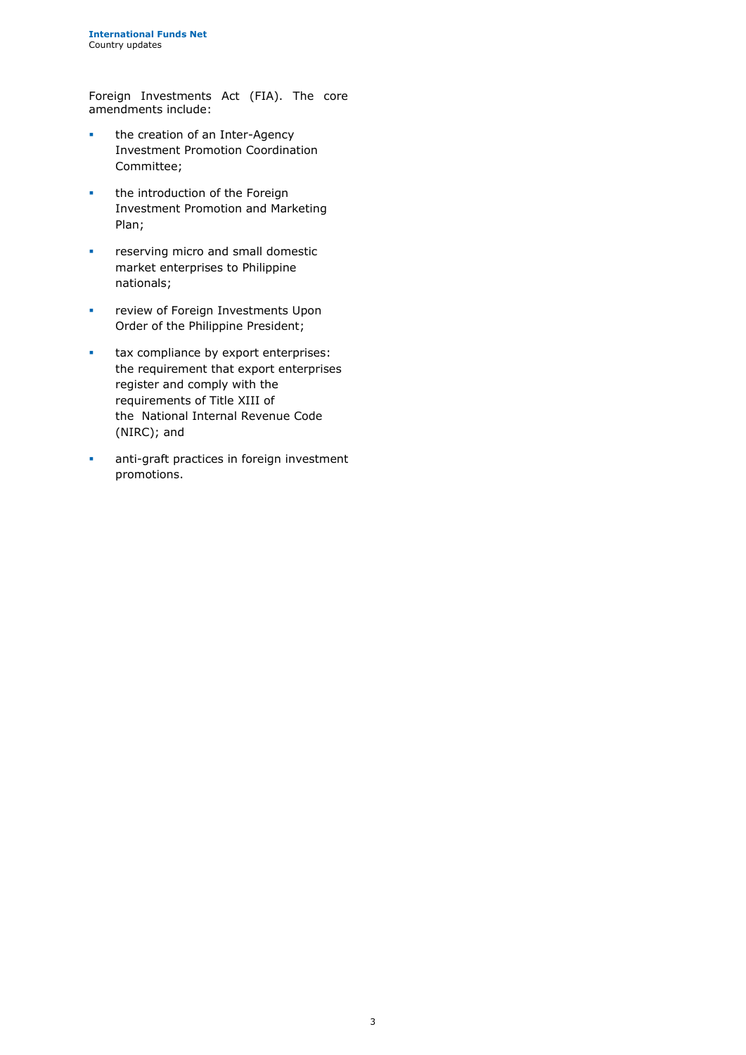Foreign Investments Act (FIA). The core amendments include:

- the creation of an Inter-Agency Investment Promotion Coordination Committee;
- the introduction of the Foreign Investment Promotion and Marketing Plan;
- reserving micro and small domestic market enterprises to Philippine nationals;
- review of Foreign Investments Upon Order of the Philippine President;
- tax compliance by export enterprises: the requirement that export enterprises register and comply with the requirements of Title XIII of the National Internal Revenue Code (NIRC); and
- anti-graft practices in foreign investment promotions.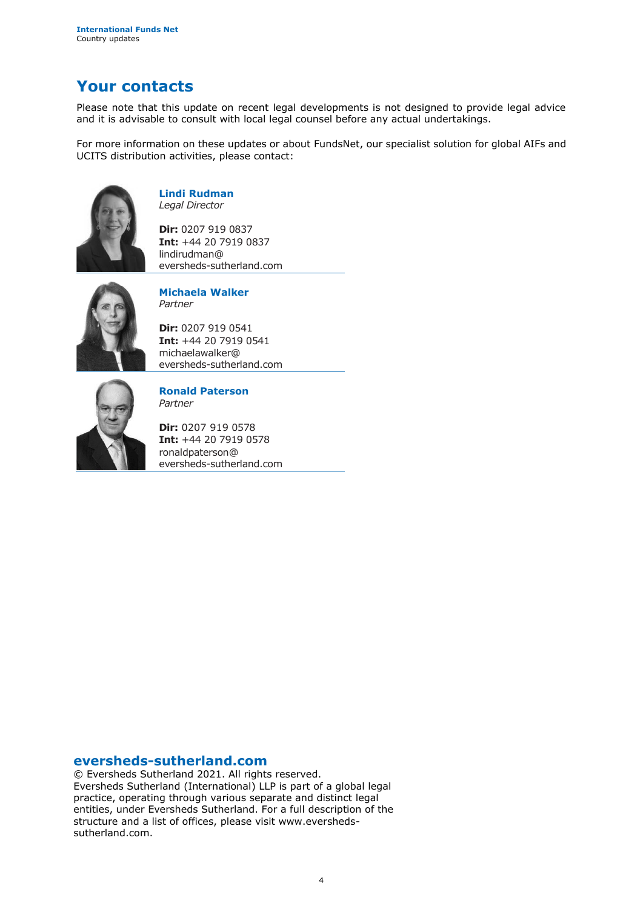## Your contacts

Please note that this update on recent legal developments is not designed to provide legal advice and it is advisable to consult with local legal counsel before any actual undertakings.

For more information on these updates or about FundsNet, our specialist solution for global AIFs and UCITS distribution activities, please contact:

**Lindi Rudman**
*Legal Director*

**Dir:** 0207 919 0837
**Int:** +44 20 7919 0837
lindirudman@
eversheds-sutherland.com

**Michaela Walker**
*Partner*

**Dir:** 0207 919 0541
**Int:** +44 20 7919 0541
michaelawalker@
eversheds-sutherland.com

**Ronald Paterson**
*Partner*

**Dir:** 0207 919 0578
**Int:** +44 20 7919 0578
ronaldpaterson@
eversheds-sutherland.com

**eversheds-sutherland.com**

© Eversheds Sutherland 2021. All rights reserved.
Eversheds Sutherland (International) LLP is part of a global legal practice, operating through various separate and distinct legal entities, under Eversheds Sutherland. For a full description of the structure and a list of offices, please visit www.eversheds-sutherland.com.